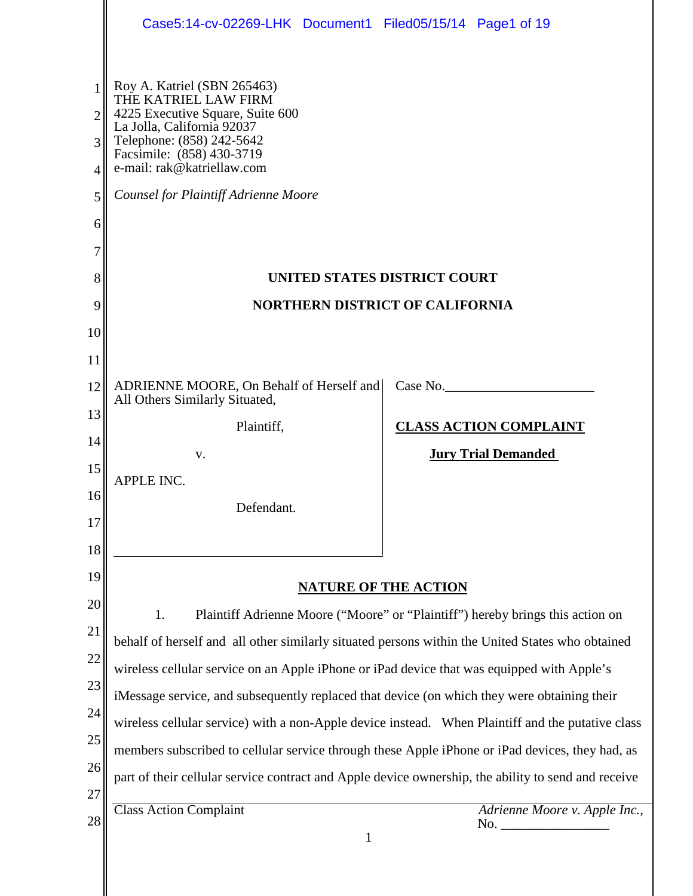Roy A. Katriel (SBN 265463)
THE KATRIEL LAW FIRM
4225 Executive Square, Suite 600
La Jolla, California 92037
Telephone: (858) 242-5642
Facsimile: (858) 430-3719
e-mail: rak@katriellaw.com

*Counsel for Plaintiff Adrienne Moore*

**UNITED STATES DISTRICT COURT**

**NORTHERN DISTRICT OF CALIFORNIA**

| | |
|---|---|
| ADRIENNE MOORE, On Behalf of Herself and All Others Similarly Situated,<br><br>Plaintiff,<br><br>v.<br><br>APPLE INC.<br><br>Defendant. | Case No.______________________<br><br>**CLASS ACTION COMPLAINT**<br><br>**Jury Trial Demanded** |

## NATURE OF THE ACTION

1. Plaintiff Adrienne Moore ("Moore" or "Plaintiff") hereby brings this action on behalf of herself and all other similarly situated persons within the United States who obtained wireless cellular service on an Apple iPhone or iPad device that was equipped with Apple's iMessage service, and subsequently replaced that device (on which they were obtaining their wireless cellular service) with a non-Apple device instead. When Plaintiff and the putative class members subscribed to cellular service through these Apple iPhone or iPad devices, they had, as part of their cellular service contract and Apple device ownership, the ability to send and receive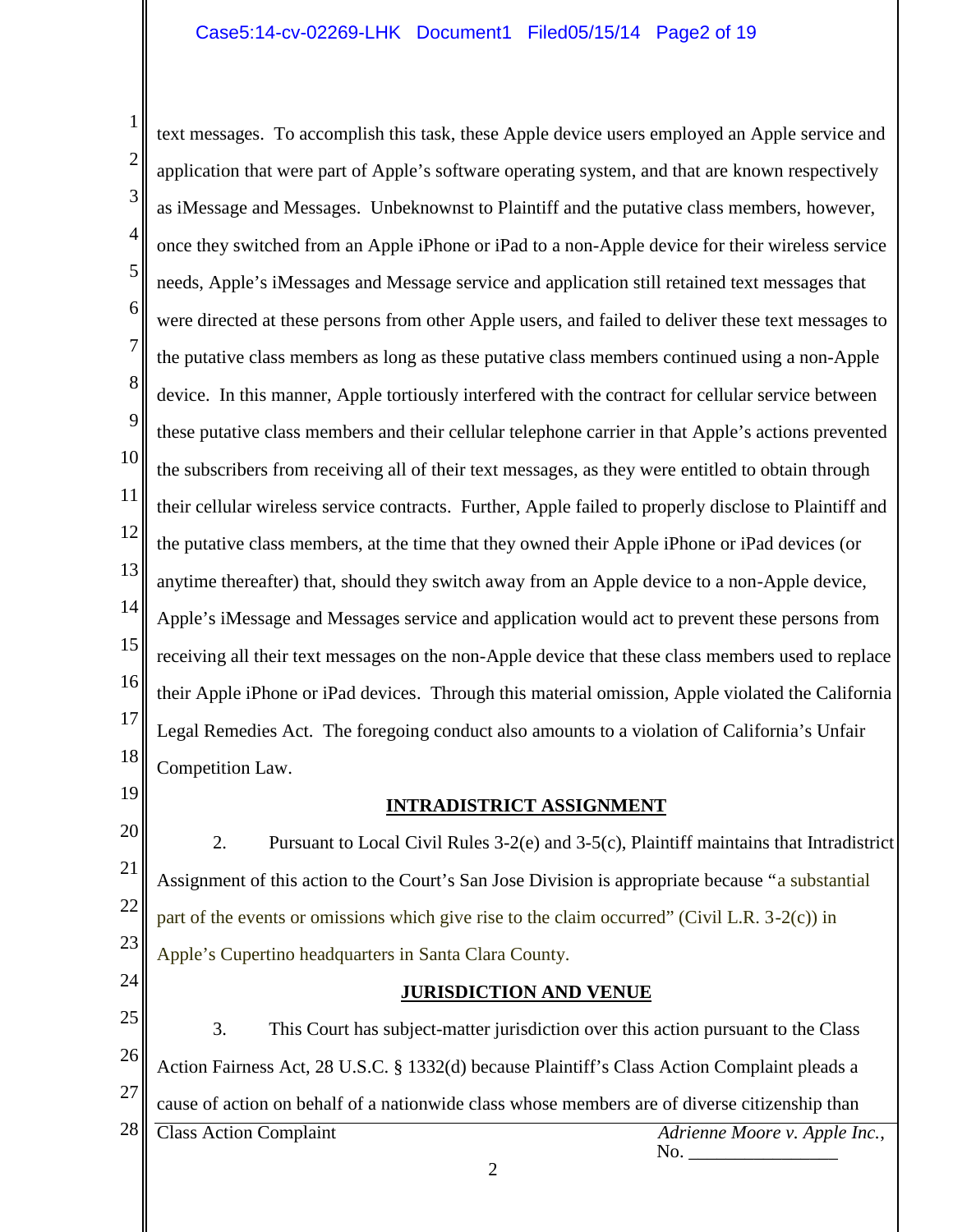text messages. To accomplish this task, these Apple device users employed an Apple service and application that were part of Apple's software operating system, and that are known respectively as iMessage and Messages. Unbeknownst to Plaintiff and the putative class members, however, once they switched from an Apple iPhone or iPad to a non-Apple device for their wireless service needs, Apple's iMessages and Message service and application still retained text messages that were directed at these persons from other Apple users, and failed to deliver these text messages to the putative class members as long as these putative class members continued using a non-Apple device. In this manner, Apple tortiously interfered with the contract for cellular service between these putative class members and their cellular telephone carrier in that Apple's actions prevented the subscribers from receiving all of their text messages, as they were entitled to obtain through their cellular wireless service contracts. Further, Apple failed to properly disclose to Plaintiff and the putative class members, at the time that they owned their Apple iPhone or iPad devices (or anytime thereafter) that, should they switch away from an Apple device to a non-Apple device, Apple's iMessage and Messages service and application would act to prevent these persons from receiving all their text messages on the non-Apple device that these class members used to replace their Apple iPhone or iPad devices. Through this material omission, Apple violated the California Legal Remedies Act. The foregoing conduct also amounts to a violation of California's Unfair Competition Law.

**INTRADISTRICT ASSIGNMENT**

2. Pursuant to Local Civil Rules 3-2(e) and 3-5(c), Plaintiff maintains that Intradistrict Assignment of this action to the Court's San Jose Division is appropriate because "a substantial part of the events or omissions which give rise to the claim occurred" (Civil L.R. 3-2(c)) in Apple's Cupertino headquarters in Santa Clara County.

**JURISDICTION AND VENUE**

3. This Court has subject-matter jurisdiction over this action pursuant to the Class Action Fairness Act, 28 U.S.C. § 1332(d) because Plaintiff's Class Action Complaint pleads a cause of action on behalf of a nationwide class whose members are of diverse citizenship than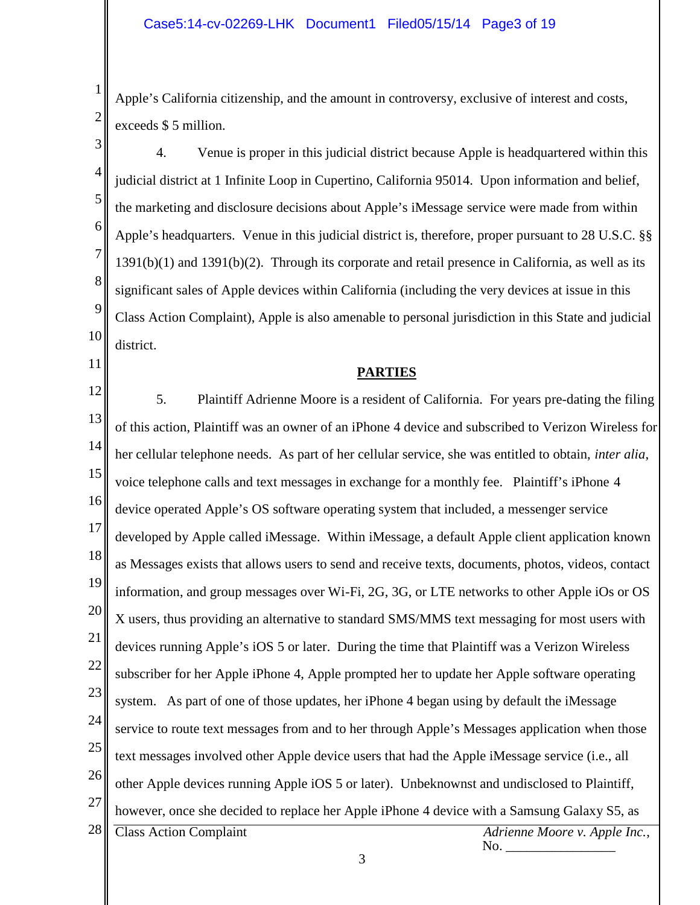Apple's California citizenship, and the amount in controversy, exclusive of interest and costs, exceeds $ 5 million.

4. Venue is proper in this judicial district because Apple is headquartered within this judicial district at 1 Infinite Loop in Cupertino, California 95014. Upon information and belief, the marketing and disclosure decisions about Apple's iMessage service were made from within Apple's headquarters. Venue in this judicial district is, therefore, proper pursuant to 28 U.S.C. §§ 1391(b)(1) and 1391(b)(2). Through its corporate and retail presence in California, as well as its significant sales of Apple devices within California (including the very devices at issue in this Class Action Complaint), Apple is also amenable to personal jurisdiction in this State and judicial district.

## PARTIES

5. Plaintiff Adrienne Moore is a resident of California. For years pre-dating the filing of this action, Plaintiff was an owner of an iPhone 4 device and subscribed to Verizon Wireless for her cellular telephone needs. As part of her cellular service, she was entitled to obtain, *inter alia*, voice telephone calls and text messages in exchange for a monthly fee. Plaintiff's iPhone 4 device operated Apple's OS software operating system that included, a messenger service developed by Apple called iMessage. Within iMessage, a default Apple client application known as Messages exists that allows users to send and receive texts, documents, photos, videos, contact information, and group messages over Wi-Fi, 2G, 3G, or LTE networks to other Apple iOs or OS X users, thus providing an alternative to standard SMS/MMS text messaging for most users with devices running Apple's iOS 5 or later. During the time that Plaintiff was a Verizon Wireless subscriber for her Apple iPhone 4, Apple prompted her to update her Apple software operating system. As part of one of those updates, her iPhone 4 began using by default the iMessage service to route text messages from and to her through Apple's Messages application when those text messages involved other Apple device users that had the Apple iMessage service (i.e., all other Apple devices running Apple iOS 5 or later). Unbeknownst and undisclosed to Plaintiff, however, once she decided to replace her Apple iPhone 4 device with a Samsung Galaxy S5, as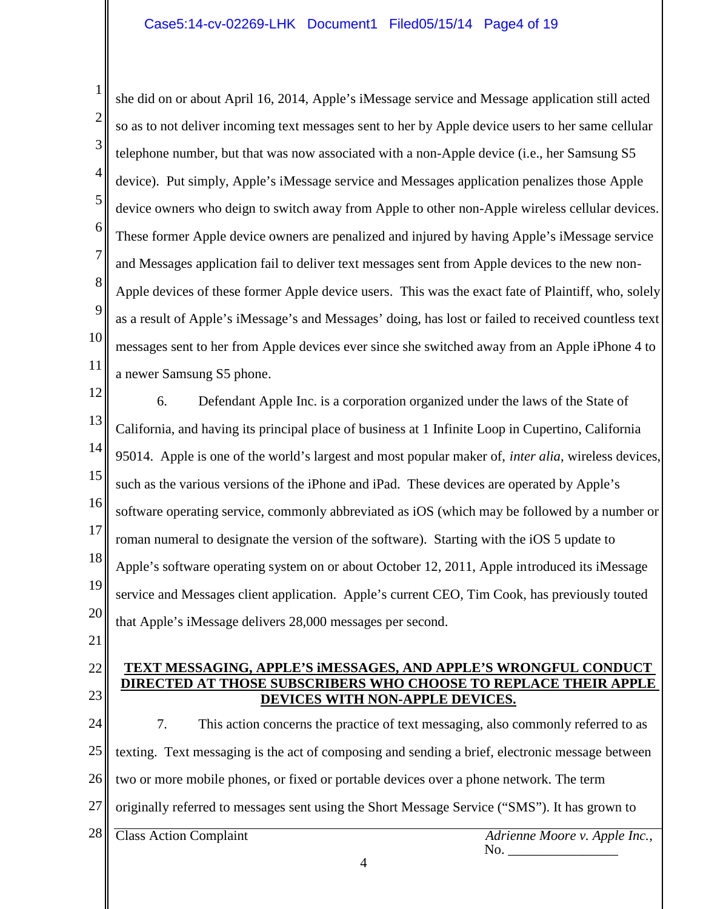she did on or about April 16, 2014, Apple's iMessage service and Message application still acted so as to not deliver incoming text messages sent to her by Apple device users to her same cellular telephone number, but that was now associated with a non-Apple device (i.e., her Samsung S5 device). Put simply, Apple's iMessage service and Messages application penalizes those Apple device owners who deign to switch away from Apple to other non-Apple wireless cellular devices. These former Apple device owners are penalized and injured by having Apple's iMessage service and Messages application fail to deliver text messages sent from Apple devices to the new non-Apple devices of these former Apple device users. This was the exact fate of Plaintiff, who, solely as a result of Apple's iMessage's and Messages' doing, has lost or failed to received countless text messages sent to her from Apple devices ever since she switched away from an Apple iPhone 4 to a newer Samsung S5 phone.

6. Defendant Apple Inc. is a corporation organized under the laws of the State of California, and having its principal place of business at 1 Infinite Loop in Cupertino, California 95014. Apple is one of the world's largest and most popular maker of, *inter alia*, wireless devices, such as the various versions of the iPhone and iPad. These devices are operated by Apple's software operating service, commonly abbreviated as iOS (which may be followed by a number or roman numeral to designate the version of the software). Starting with the iOS 5 update to Apple's software operating system on or about October 12, 2011, Apple introduced its iMessage service and Messages client application. Apple's current CEO, Tim Cook, has previously touted that Apple's iMessage delivers 28,000 messages per second.

## TEXT MESSAGING, APPLE'S iMESSAGES, AND APPLE'S WRONGFUL CONDUCT DIRECTED AT THOSE SUBSCRIBERS WHO CHOOSE TO REPLACE THEIR APPLE DEVICES WITH NON-APPLE DEVICES.

7. This action concerns the practice of text messaging, also commonly referred to as texting. Text messaging is the act of composing and sending a brief, electronic message between two or more mobile phones, or fixed or portable devices over a phone network. The term originally referred to messages sent using the Short Message Service ("SMS"). It has grown to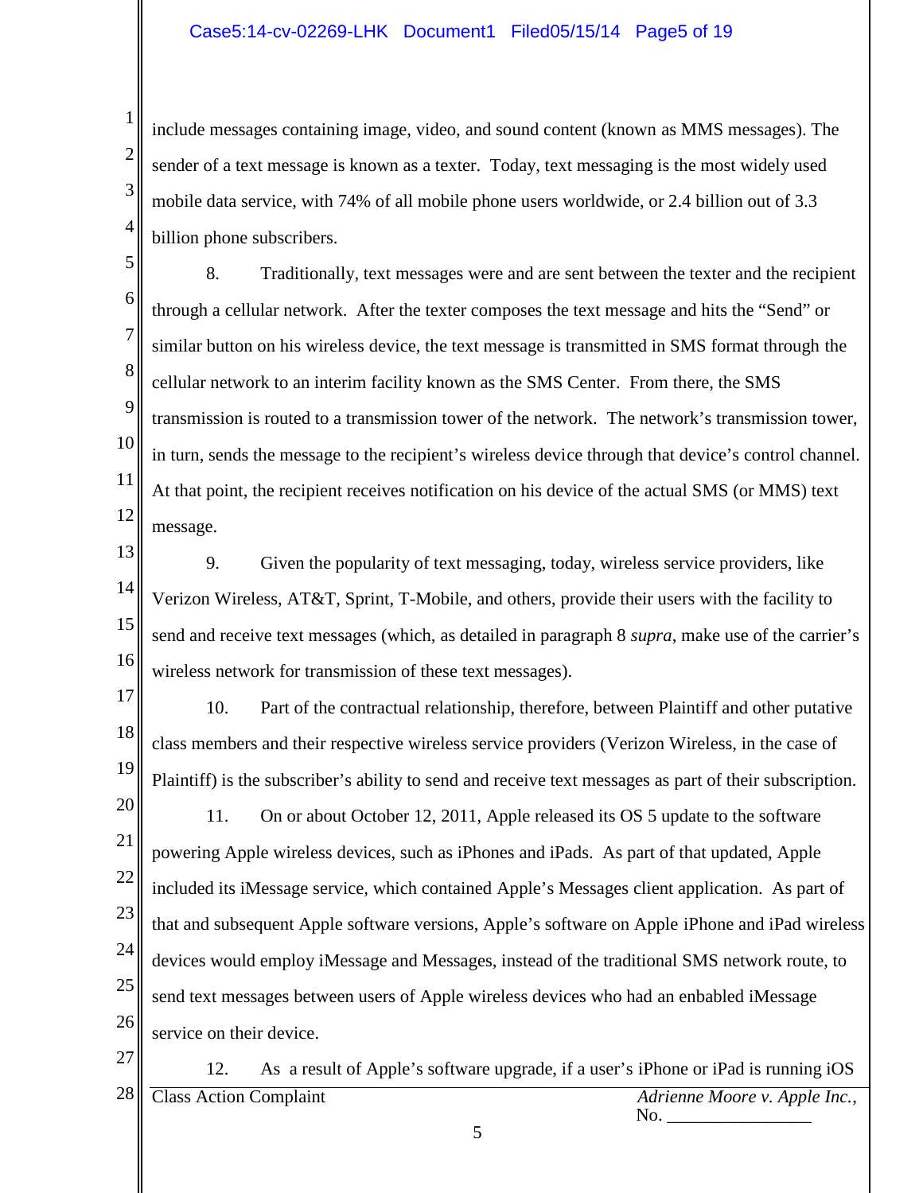include messages containing image, video, and sound content (known as MMS messages). The sender of a text message is known as a texter. Today, text messaging is the most widely used mobile data service, with 74% of all mobile phone users worldwide, or 2.4 billion out of 3.3 billion phone subscribers.

8. Traditionally, text messages were and are sent between the texter and the recipient through a cellular network. After the texter composes the text message and hits the "Send" or similar button on his wireless device, the text message is transmitted in SMS format through the cellular network to an interim facility known as the SMS Center. From there, the SMS transmission is routed to a transmission tower of the network. The network's transmission tower, in turn, sends the message to the recipient's wireless device through that device's control channel. At that point, the recipient receives notification on his device of the actual SMS (or MMS) text message.

9. Given the popularity of text messaging, today, wireless service providers, like Verizon Wireless, AT&T, Sprint, T-Mobile, and others, provide their users with the facility to send and receive text messages (which, as detailed in paragraph 8 *supra*, make use of the carrier's wireless network for transmission of these text messages).

10. Part of the contractual relationship, therefore, between Plaintiff and other putative class members and their respective wireless service providers (Verizon Wireless, in the case of Plaintiff) is the subscriber's ability to send and receive text messages as part of their subscription.

11. On or about October 12, 2011, Apple released its OS 5 update to the software powering Apple wireless devices, such as iPhones and iPads. As part of that updated, Apple included its iMessage service, which contained Apple's Messages client application. As part of that and subsequent Apple software versions, Apple's software on Apple iPhone and iPad wireless devices would employ iMessage and Messages, instead of the traditional SMS network route, to send text messages between users of Apple wireless devices who had an enbabled iMessage service on their device.

12. As a result of Apple's software upgrade, if a user's iPhone or iPad is running iOS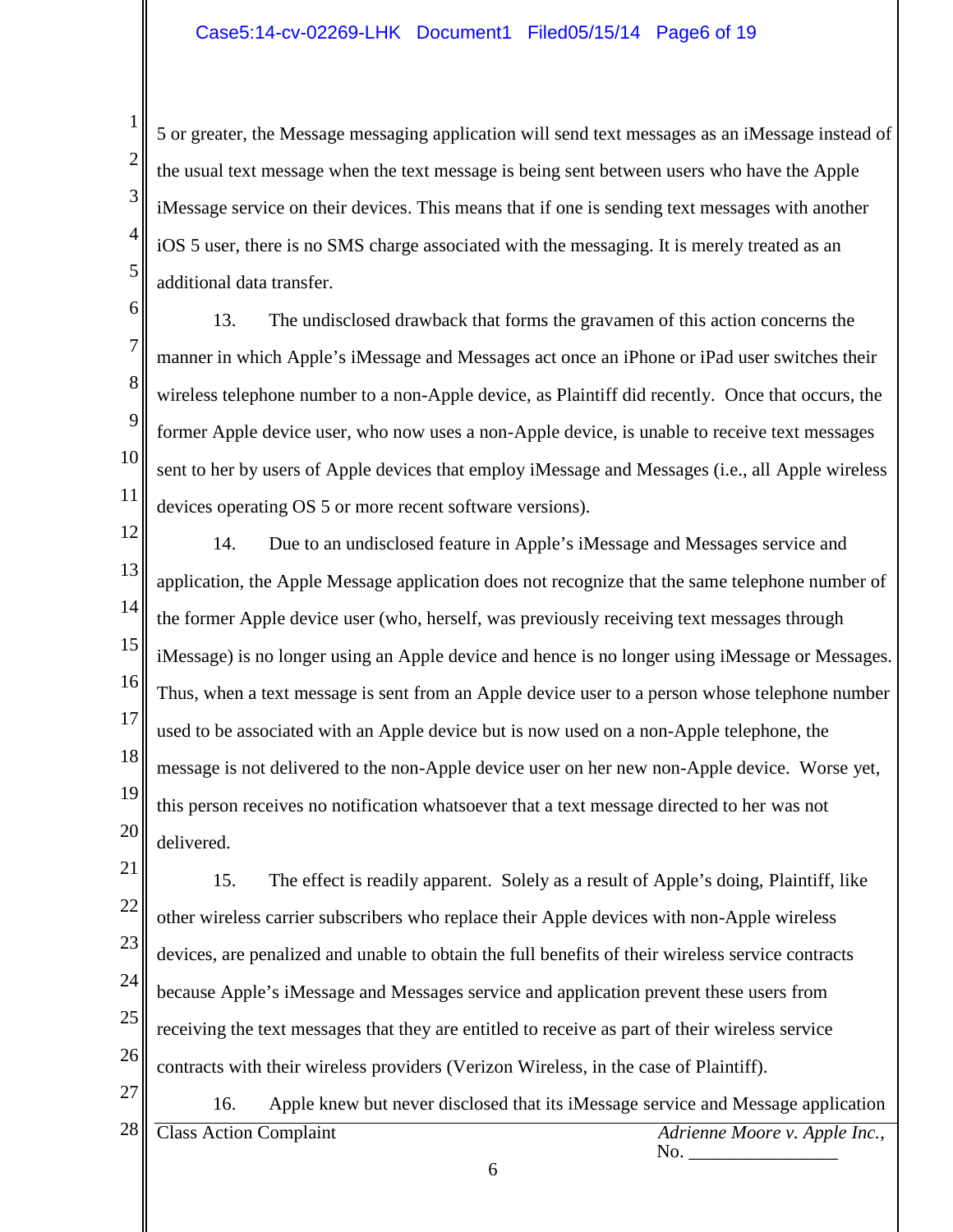5 or greater, the Message messaging application will send text messages as an iMessage instead of the usual text message when the text message is being sent between users who have the Apple iMessage service on their devices. This means that if one is sending text messages with another iOS 5 user, there is no SMS charge associated with the messaging. It is merely treated as an additional data transfer.

13. The undisclosed drawback that forms the gravamen of this action concerns the manner in which Apple's iMessage and Messages act once an iPhone or iPad user switches their wireless telephone number to a non-Apple device, as Plaintiff did recently. Once that occurs, the former Apple device user, who now uses a non-Apple device, is unable to receive text messages sent to her by users of Apple devices that employ iMessage and Messages (i.e., all Apple wireless devices operating OS 5 or more recent software versions).

14. Due to an undisclosed feature in Apple's iMessage and Messages service and application, the Apple Message application does not recognize that the same telephone number of the former Apple device user (who, herself, was previously receiving text messages through iMessage) is no longer using an Apple device and hence is no longer using iMessage or Messages. Thus, when a text message is sent from an Apple device user to a person whose telephone number used to be associated with an Apple device but is now used on a non-Apple telephone, the message is not delivered to the non-Apple device user on her new non-Apple device. Worse yet, this person receives no notification whatsoever that a text message directed to her was not delivered.

15. The effect is readily apparent. Solely as a result of Apple's doing, Plaintiff, like other wireless carrier subscribers who replace their Apple devices with non-Apple wireless devices, are penalized and unable to obtain the full benefits of their wireless service contracts because Apple's iMessage and Messages service and application prevent these users from receiving the text messages that they are entitled to receive as part of their wireless service contracts with their wireless providers (Verizon Wireless, in the case of Plaintiff).

16. Apple knew but never disclosed that its iMessage service and Message application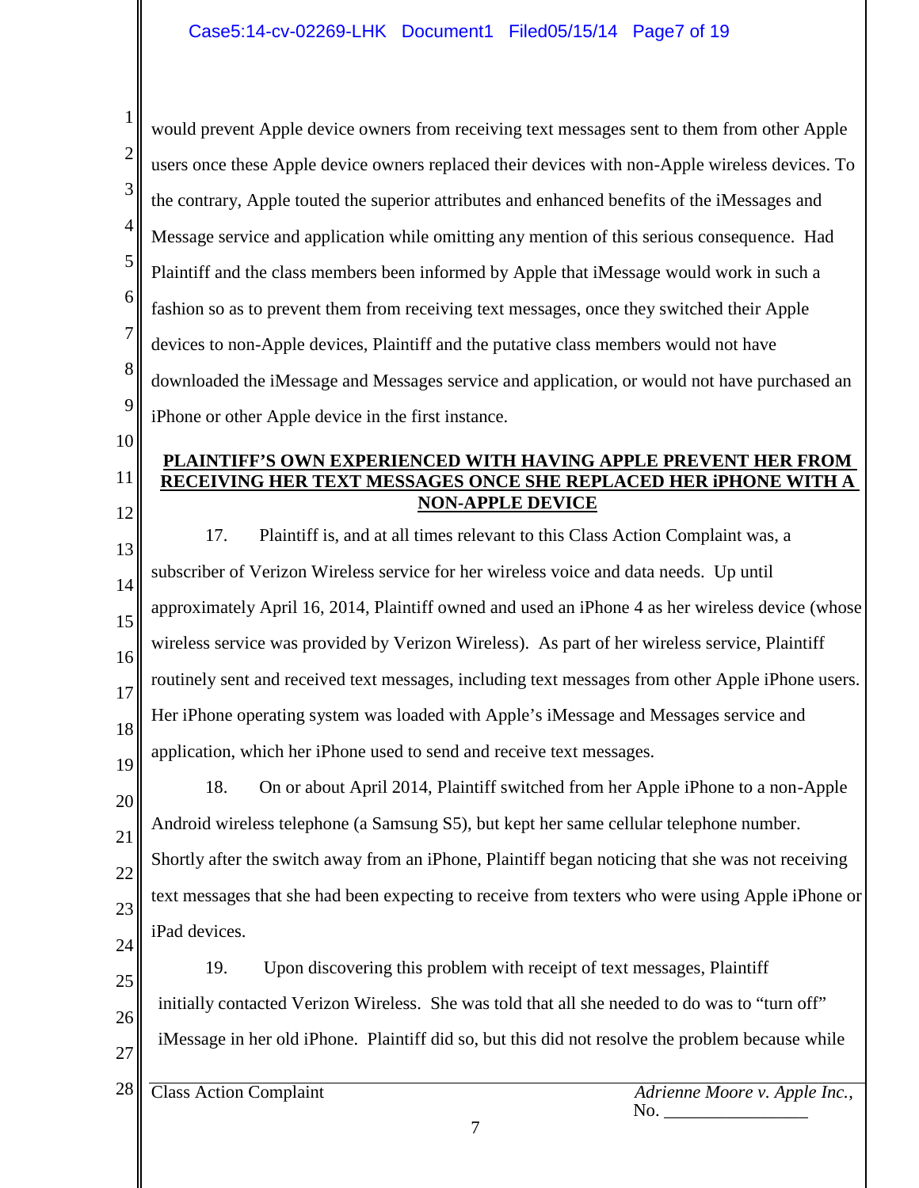would prevent Apple device owners from receiving text messages sent to them from other Apple users once these Apple device owners replaced their devices with non-Apple wireless devices. To the contrary, Apple touted the superior attributes and enhanced benefits of the iMessages and Message service and application while omitting any mention of this serious consequence. Had Plaintiff and the class members been informed by Apple that iMessage would work in such a fashion so as to prevent them from receiving text messages, once they switched their Apple devices to non-Apple devices, Plaintiff and the putative class members would not have downloaded the iMessage and Messages service and application, or would not have purchased an iPhone or other Apple device in the first instance.

**PLAINTIFF'S OWN EXPERIENCED WITH HAVING APPLE PREVENT HER FROM RECEIVING HER TEXT MESSAGES ONCE SHE REPLACED HER iPHONE WITH A NON-APPLE DEVICE**

17. Plaintiff is, and at all times relevant to this Class Action Complaint was, a subscriber of Verizon Wireless service for her wireless voice and data needs. Up until approximately April 16, 2014, Plaintiff owned and used an iPhone 4 as her wireless device (whose wireless service was provided by Verizon Wireless). As part of her wireless service, Plaintiff routinely sent and received text messages, including text messages from other Apple iPhone users. Her iPhone operating system was loaded with Apple's iMessage and Messages service and application, which her iPhone used to send and receive text messages.

18. On or about April 2014, Plaintiff switched from her Apple iPhone to a non-Apple Android wireless telephone (a Samsung S5), but kept her same cellular telephone number. Shortly after the switch away from an iPhone, Plaintiff began noticing that she was not receiving text messages that she had been expecting to receive from texters who were using Apple iPhone or iPad devices.

19. Upon discovering this problem with receipt of text messages, Plaintiff initially contacted Verizon Wireless. She was told that all she needed to do was to "turn off" iMessage in her old iPhone. Plaintiff did so, but this did not resolve the problem because while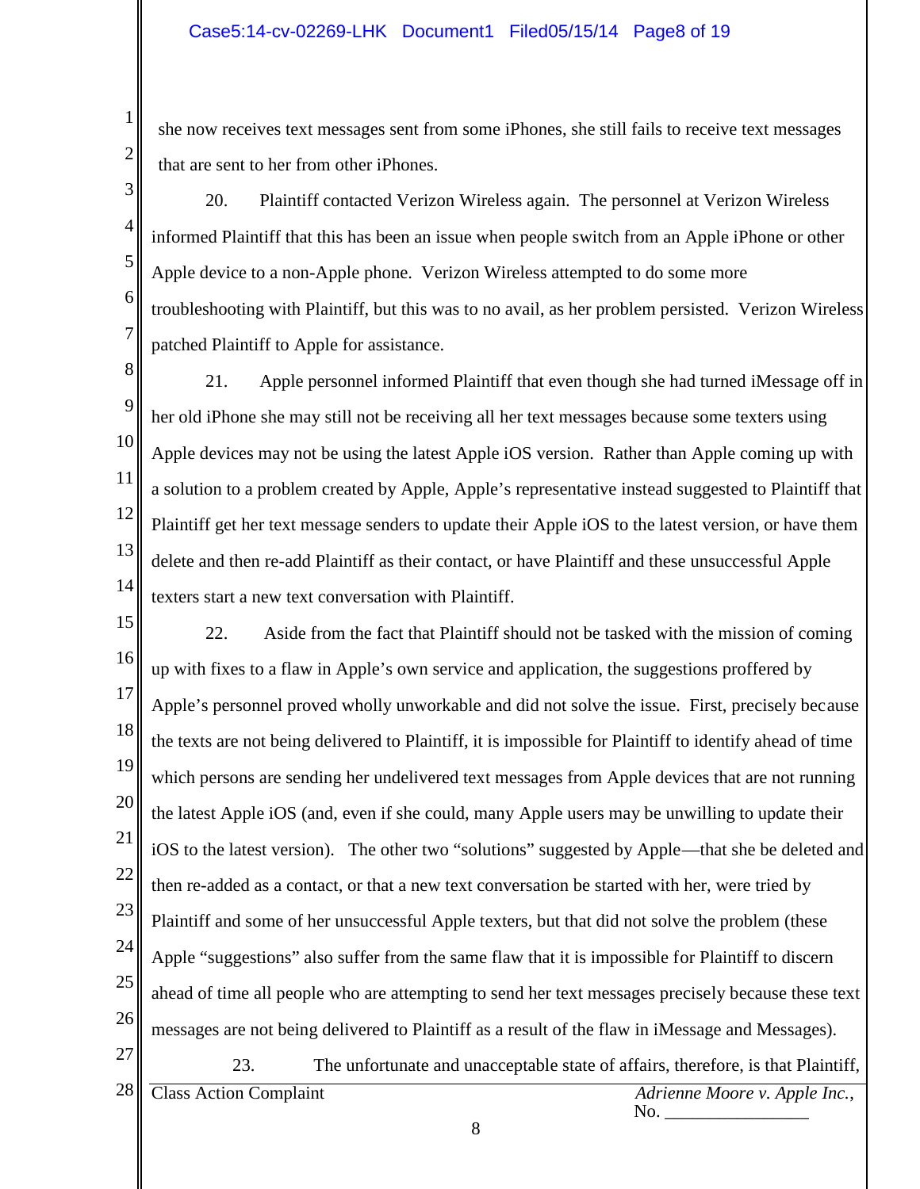she now receives text messages sent from some iPhones, she still fails to receive text messages that are sent to her from other iPhones.

20. Plaintiff contacted Verizon Wireless again. The personnel at Verizon Wireless informed Plaintiff that this has been an issue when people switch from an Apple iPhone or other Apple device to a non-Apple phone. Verizon Wireless attempted to do some more troubleshooting with Plaintiff, but this was to no avail, as her problem persisted. Verizon Wireless patched Plaintiff to Apple for assistance.

21. Apple personnel informed Plaintiff that even though she had turned iMessage off in her old iPhone she may still not be receiving all her text messages because some texters using Apple devices may not be using the latest Apple iOS version. Rather than Apple coming up with a solution to a problem created by Apple, Apple's representative instead suggested to Plaintiff that Plaintiff get her text message senders to update their Apple iOS to the latest version, or have them delete and then re-add Plaintiff as their contact, or have Plaintiff and these unsuccessful Apple texters start a new text conversation with Plaintiff.

22. Aside from the fact that Plaintiff should not be tasked with the mission of coming up with fixes to a flaw in Apple's own service and application, the suggestions proffered by Apple's personnel proved wholly unworkable and did not solve the issue. First, precisely because the texts are not being delivered to Plaintiff, it is impossible for Plaintiff to identify ahead of time which persons are sending her undelivered text messages from Apple devices that are not running the latest Apple iOS (and, even if she could, many Apple users may be unwilling to update their iOS to the latest version). The other two "solutions" suggested by Apple—that she be deleted and then re-added as a contact, or that a new text conversation be started with her, were tried by Plaintiff and some of her unsuccessful Apple texters, but that did not solve the problem (these Apple "suggestions" also suffer from the same flaw that it is impossible for Plaintiff to discern ahead of time all people who are attempting to send her text messages precisely because these text messages are not being delivered to Plaintiff as a result of the flaw in iMessage and Messages).

23. The unfortunate and unacceptable state of affairs, therefore, is that Plaintiff,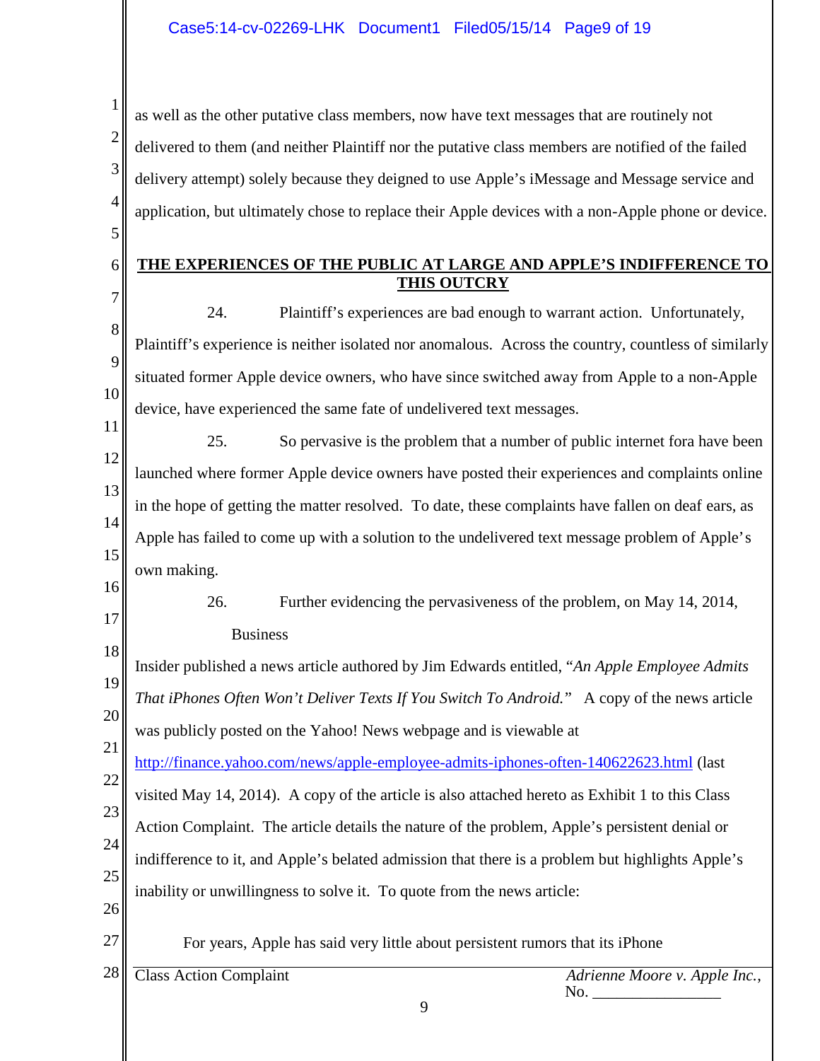as well as the other putative class members, now have text messages that are routinely not delivered to them (and neither Plaintiff nor the putative class members are notified of the failed delivery attempt) solely because they deigned to use Apple's iMessage and Message service and application, but ultimately chose to replace their Apple devices with a non-Apple phone or device.

**THE EXPERIENCES OF THE PUBLIC AT LARGE AND APPLE'S INDIFFERENCE TO THIS OUTCRY**

24. Plaintiff's experiences are bad enough to warrant action. Unfortunately, Plaintiff's experience is neither isolated nor anomalous. Across the country, countless of similarly situated former Apple device owners, who have since switched away from Apple to a non-Apple device, have experienced the same fate of undelivered text messages.

25. So pervasive is the problem that a number of public internet fora have been launched where former Apple device owners have posted their experiences and complaints online in the hope of getting the matter resolved. To date, these complaints have fallen on deaf ears, as Apple has failed to come up with a solution to the undelivered text message problem of Apple's own making.

26. Further evidencing the pervasiveness of the problem, on May 14, 2014, Business Insider published a news article authored by Jim Edwards entitled, "*An Apple Employee Admits That iPhones Often Won't Deliver Texts If You Switch To Android.*" A copy of the news article was publicly posted on the Yahoo! News webpage and is viewable at http://finance.yahoo.com/news/apple-employee-admits-iphones-often-140622623.html (last visited May 14, 2014). A copy of the article is also attached hereto as Exhibit 1 to this Class Action Complaint. The article details the nature of the problem, Apple's persistent denial or indifference to it, and Apple's belated admission that there is a problem but highlights Apple's inability or unwillingness to solve it. To quote from the news article:

> For years, Apple has said very little about persistent rumors that its iPhone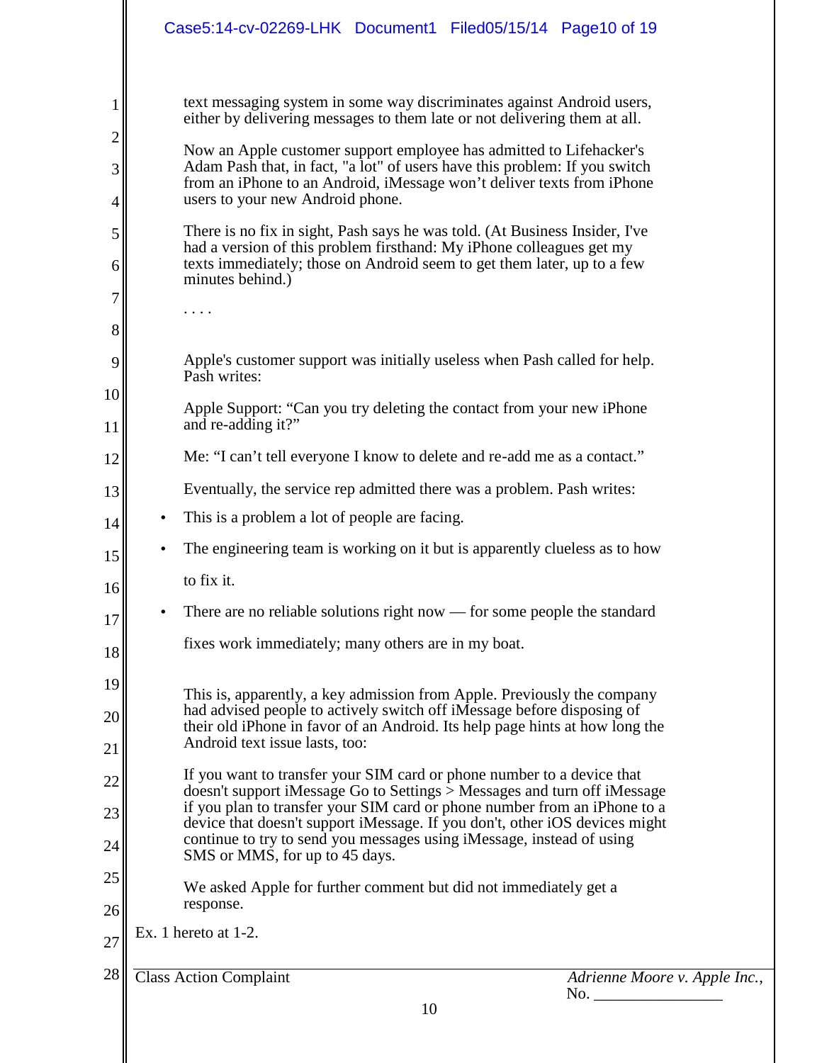text messaging system in some way discriminates against Android users, either by delivering messages to them late or not delivering them at all.

> Now an Apple customer support employee has admitted to Lifehacker's Adam Pash that, in fact, "a lot" of users have this problem: If you switch from an iPhone to an Android, iMessage won't deliver texts from iPhone users to your new Android phone.
>
> There is no fix in sight, Pash says he was told. (At Business Insider, I've had a version of this problem firsthand: My iPhone colleagues get my texts immediately; those on Android seem to get them later, up to a few minutes behind.)
>
> . . . .
>
> Apple's customer support was initially useless when Pash called for help. Pash writes:
>
> Apple Support: "Can you try deleting the contact from your new iPhone and re-adding it?"
>
> Me: "I can't tell everyone I know to delete and re-add me as a contact."
>
> Eventually, the service rep admitted there was a problem. Pash writes:
>
> - This is a problem a lot of people are facing.
> - The engineering team is working on it but is apparently clueless as to how to fix it.
> - There are no reliable solutions right now — for some people the standard fixes work immediately; many others are in my boat.
>
> This is, apparently, a key admission from Apple. Previously the company had advised people to actively switch off iMessage before disposing of their old iPhone in favor of an Android. Its help page hints at how long the Android text issue lasts, too:
>
> If you want to transfer your SIM card or phone number to a device that doesn't support iMessage Go to Settings > Messages and turn off iMessage if you plan to transfer your SIM card or phone number from an iPhone to a device that doesn't support iMessage. If you don't, other iOS devices might continue to try to send you messages using iMessage, instead of using SMS or MMS, for up to 45 days.
>
> We asked Apple for further comment but did not immediately get a response.

Ex. 1 hereto at 1-2.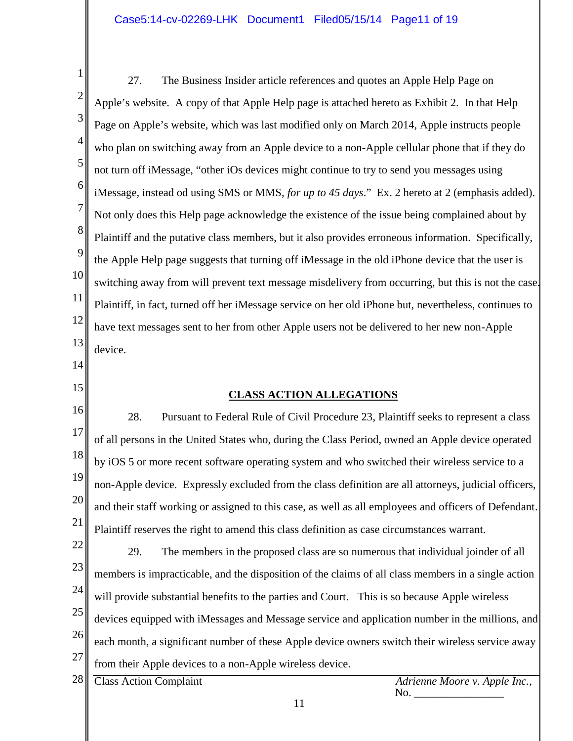27. The Business Insider article references and quotes an Apple Help Page on Apple's website. A copy of that Apple Help page is attached hereto as Exhibit 2. In that Help Page on Apple's website, which was last modified only on March 2014, Apple instructs people who plan on switching away from an Apple device to a non-Apple cellular phone that if they do not turn off iMessage, "other iOs devices might continue to try to send you messages using iMessage, instead od using SMS or MMS, *for up to 45 days*." Ex. 2 hereto at 2 (emphasis added). Not only does this Help page acknowledge the existence of the issue being complained about by Plaintiff and the putative class members, but it also provides erroneous information. Specifically, the Apple Help page suggests that turning off iMessage in the old iPhone device that the user is switching away from will prevent text message misdelivery from occurring, but this is not the case. Plaintiff, in fact, turned off her iMessage service on her old iPhone but, nevertheless, continues to have text messages sent to her from other Apple users not be delivered to her new non-Apple device.

## CLASS ACTION ALLEGATIONS

28. Pursuant to Federal Rule of Civil Procedure 23, Plaintiff seeks to represent a class of all persons in the United States who, during the Class Period, owned an Apple device operated by iOS 5 or more recent software operating system and who switched their wireless service to a non-Apple device. Expressly excluded from the class definition are all attorneys, judicial officers, and their staff working or assigned to this case, as well as all employees and officers of Defendant. Plaintiff reserves the right to amend this class definition as case circumstances warrant.

29. The members in the proposed class are so numerous that individual joinder of all members is impracticable, and the disposition of the claims of all class members in a single action will provide substantial benefits to the parties and Court. This is so because Apple wireless devices equipped with iMessages and Message service and application number in the millions, and each month, a significant number of these Apple device owners switch their wireless service away from their Apple devices to a non-Apple wireless device.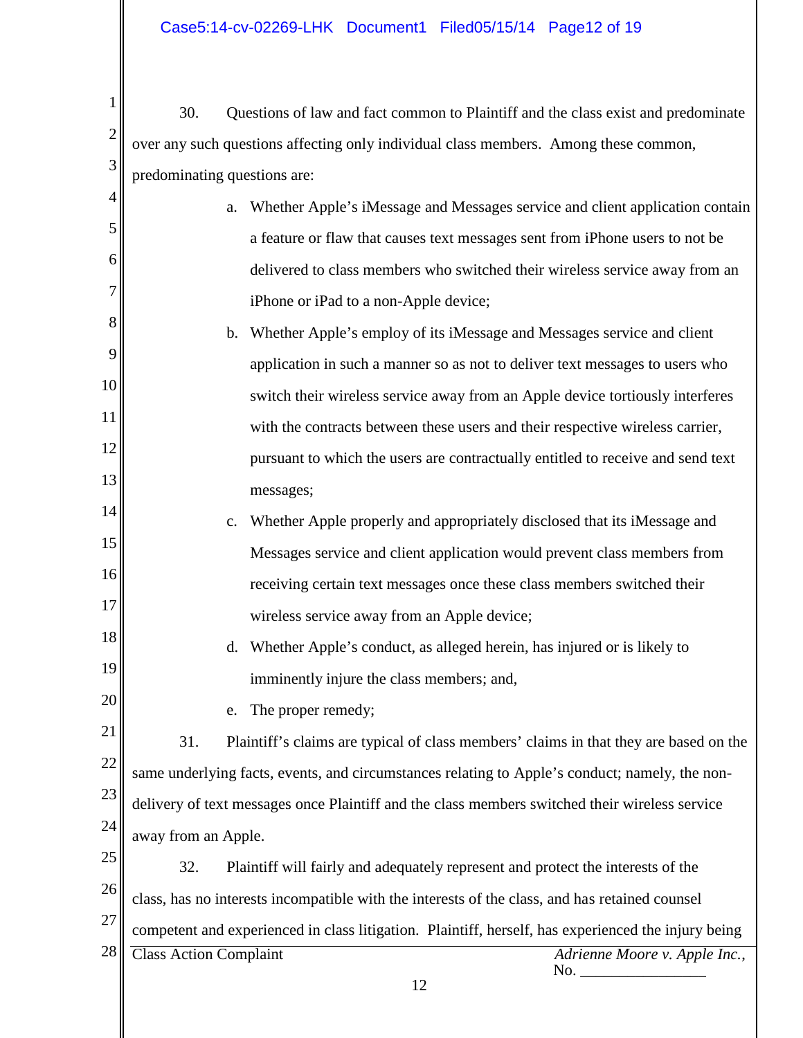30. Questions of law and fact common to Plaintiff and the class exist and predominate over any such questions affecting only individual class members. Among these common, predominating questions are:

a. Whether Apple's iMessage and Messages service and client application contain a feature or flaw that causes text messages sent from iPhone users to not be delivered to class members who switched their wireless service away from an iPhone or iPad to a non-Apple device;

b. Whether Apple's employ of its iMessage and Messages service and client application in such a manner so as not to deliver text messages to users who switch their wireless service away from an Apple device tortiously interferes with the contracts between these users and their respective wireless carrier, pursuant to which the users are contractually entitled to receive and send text messages;

c. Whether Apple properly and appropriately disclosed that its iMessage and Messages service and client application would prevent class members from receiving certain text messages once these class members switched their wireless service away from an Apple device;

d. Whether Apple's conduct, as alleged herein, has injured or is likely to imminently injure the class members; and,

e. The proper remedy;

31. Plaintiff's claims are typical of class members' claims in that they are based on the same underlying facts, events, and circumstances relating to Apple's conduct; namely, the non-delivery of text messages once Plaintiff and the class members switched their wireless service away from an Apple.

32. Plaintiff will fairly and adequately represent and protect the interests of the class, has no interests incompatible with the interests of the class, and has retained counsel competent and experienced in class litigation. Plaintiff, herself, has experienced the injury being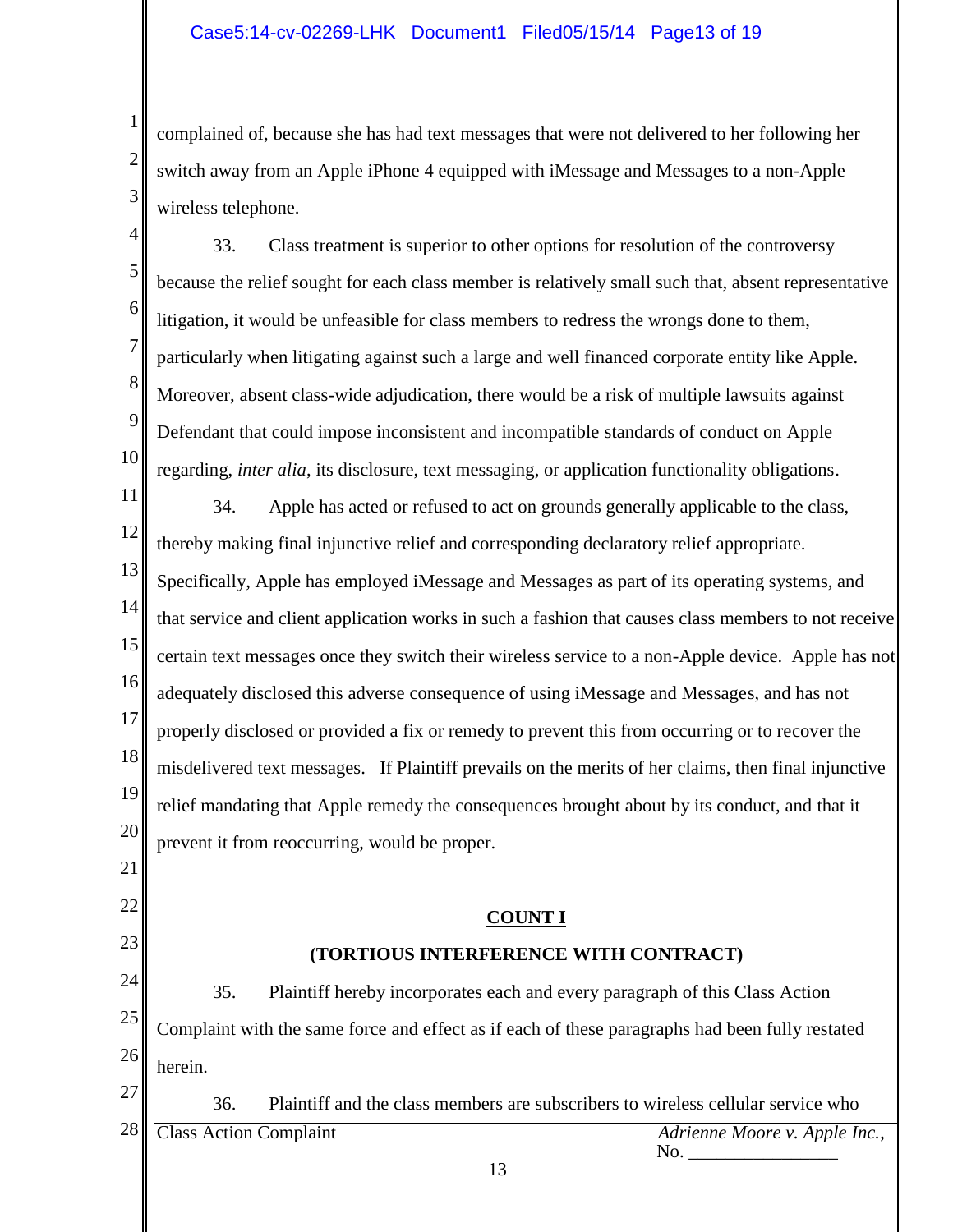complained of, because she has had text messages that were not delivered to her following her switch away from an Apple iPhone 4 equipped with iMessage and Messages to a non-Apple wireless telephone.

33. Class treatment is superior to other options for resolution of the controversy because the relief sought for each class member is relatively small such that, absent representative litigation, it would be unfeasible for class members to redress the wrongs done to them, particularly when litigating against such a large and well financed corporate entity like Apple. Moreover, absent class-wide adjudication, there would be a risk of multiple lawsuits against Defendant that could impose inconsistent and incompatible standards of conduct on Apple regarding, *inter alia*, its disclosure, text messaging, or application functionality obligations.

34. Apple has acted or refused to act on grounds generally applicable to the class, thereby making final injunctive relief and corresponding declaratory relief appropriate. Specifically, Apple has employed iMessage and Messages as part of its operating systems, and that service and client application works in such a fashion that causes class members to not receive certain text messages once they switch their wireless service to a non-Apple device. Apple has not adequately disclosed this adverse consequence of using iMessage and Messages, and has not properly disclosed or provided a fix or remedy to prevent this from occurring or to recover the misdelivered text messages. If Plaintiff prevails on the merits of her claims, then final injunctive relief mandating that Apple remedy the consequences brought about by its conduct, and that it prevent it from reoccurring, would be proper.

## COUNT I

### (TORTIOUS INTERFERENCE WITH CONTRACT)

35. Plaintiff hereby incorporates each and every paragraph of this Class Action Complaint with the same force and effect as if each of these paragraphs had been fully restated herein.

36. Plaintiff and the class members are subscribers to wireless cellular service who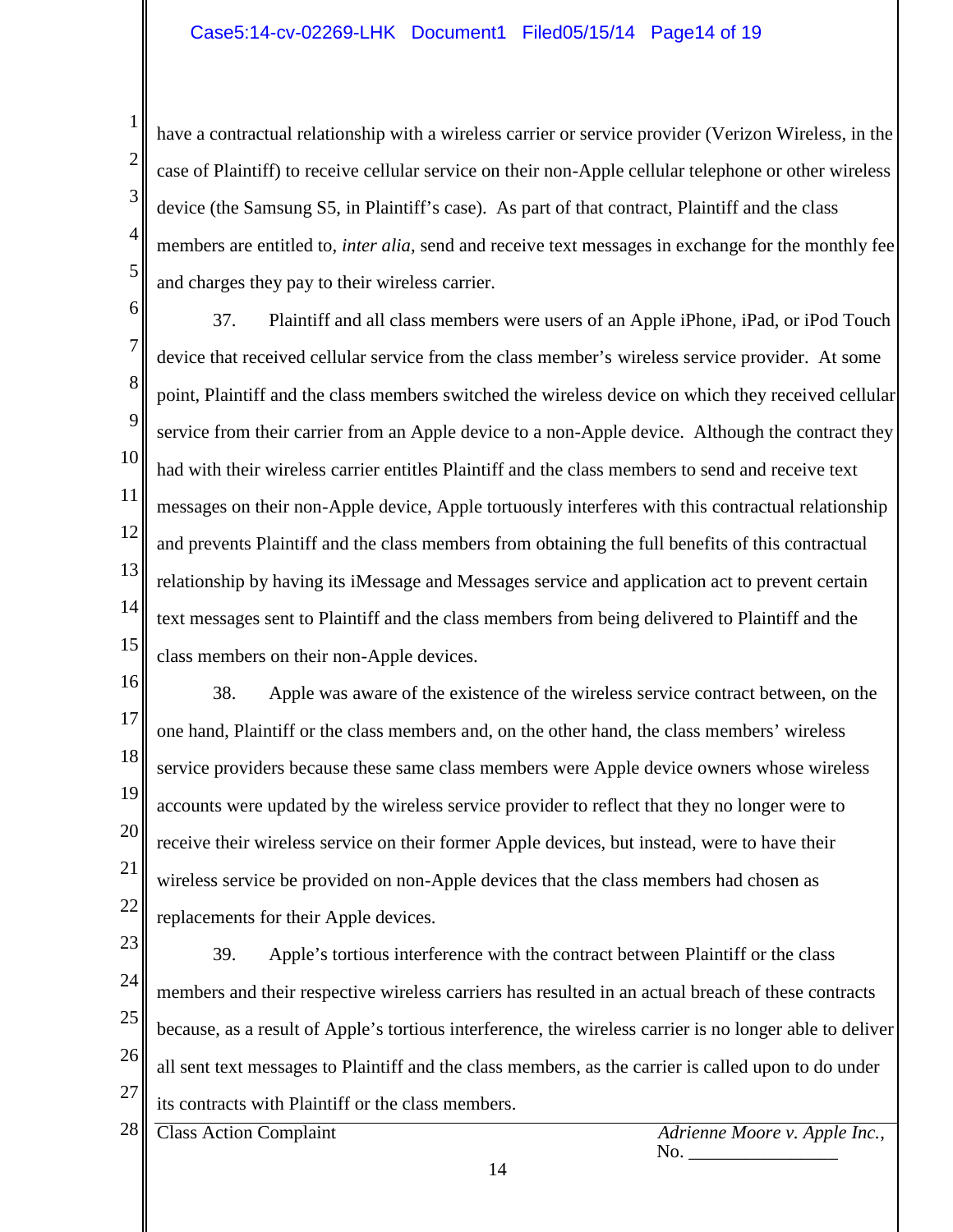have a contractual relationship with a wireless carrier or service provider (Verizon Wireless, in the case of Plaintiff) to receive cellular service on their non-Apple cellular telephone or other wireless device (the Samsung S5, in Plaintiff's case). As part of that contract, Plaintiff and the class members are entitled to, *inter alia*, send and receive text messages in exchange for the monthly fee and charges they pay to their wireless carrier.

37. Plaintiff and all class members were users of an Apple iPhone, iPad, or iPod Touch device that received cellular service from the class member's wireless service provider. At some point, Plaintiff and the class members switched the wireless device on which they received cellular service from their carrier from an Apple device to a non-Apple device. Although the contract they had with their wireless carrier entitles Plaintiff and the class members to send and receive text messages on their non-Apple device, Apple tortuously interferes with this contractual relationship and prevents Plaintiff and the class members from obtaining the full benefits of this contractual relationship by having its iMessage and Messages service and application act to prevent certain text messages sent to Plaintiff and the class members from being delivered to Plaintiff and the class members on their non-Apple devices.

38. Apple was aware of the existence of the wireless service contract between, on the one hand, Plaintiff or the class members and, on the other hand, the class members' wireless service providers because these same class members were Apple device owners whose wireless accounts were updated by the wireless service provider to reflect that they no longer were to receive their wireless service on their former Apple devices, but instead, were to have their wireless service be provided on non-Apple devices that the class members had chosen as replacements for their Apple devices.

39. Apple's tortious interference with the contract between Plaintiff or the class members and their respective wireless carriers has resulted in an actual breach of these contracts because, as a result of Apple's tortious interference, the wireless carrier is no longer able to deliver all sent text messages to Plaintiff and the class members, as the carrier is called upon to do under its contracts with Plaintiff or the class members.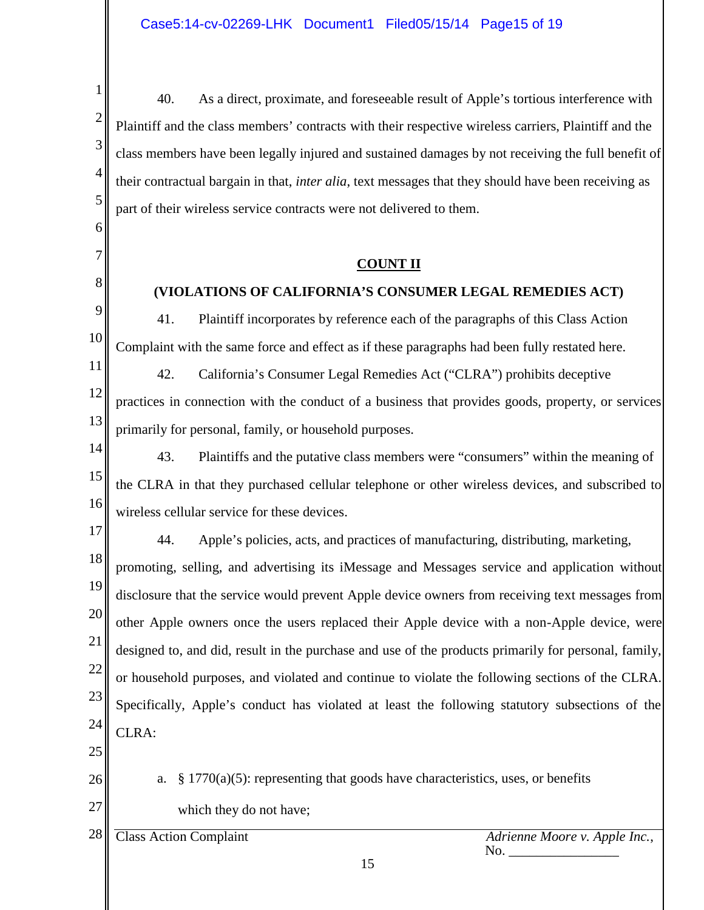40. As a direct, proximate, and foreseeable result of Apple's tortious interference with Plaintiff and the class members' contracts with their respective wireless carriers, Plaintiff and the class members have been legally injured and sustained damages by not receiving the full benefit of their contractual bargain in that, *inter alia*, text messages that they should have been receiving as part of their wireless service contracts were not delivered to them.

**COUNT II**

**(VIOLATIONS OF CALIFORNIA'S CONSUMER LEGAL REMEDIES ACT)**

41. Plaintiff incorporates by reference each of the paragraphs of this Class Action Complaint with the same force and effect as if these paragraphs had been fully restated here.

42. California's Consumer Legal Remedies Act ("CLRA") prohibits deceptive practices in connection with the conduct of a business that provides goods, property, or services primarily for personal, family, or household purposes.

43. Plaintiffs and the putative class members were "consumers" within the meaning of the CLRA in that they purchased cellular telephone or other wireless devices, and subscribed to wireless cellular service for these devices.

44. Apple's policies, acts, and practices of manufacturing, distributing, marketing, promoting, selling, and advertising its iMessage and Messages service and application without disclosure that the service would prevent Apple device owners from receiving text messages from other Apple owners once the users replaced their Apple device with a non-Apple device, were designed to, and did, result in the purchase and use of the products primarily for personal, family, or household purposes, and violated and continue to violate the following sections of the CLRA. Specifically, Apple's conduct has violated at least the following statutory subsections of the CLRA:

a. § 1770(a)(5): representing that goods have characteristics, uses, or benefits which they do not have;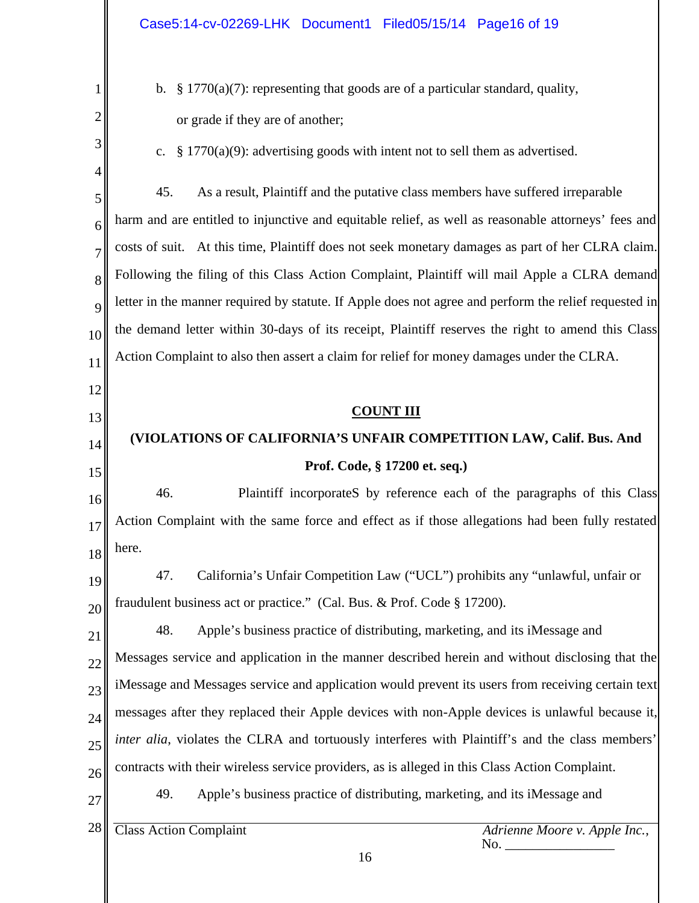b. § 1770(a)(7): representing that goods are of a particular standard, quality, or grade if they are of another;

c. § 1770(a)(9): advertising goods with intent not to sell them as advertised.

45. As a result, Plaintiff and the putative class members have suffered irreparable harm and are entitled to injunctive and equitable relief, as well as reasonable attorneys' fees and costs of suit. At this time, Plaintiff does not seek monetary damages as part of her CLRA claim. Following the filing of this Class Action Complaint, Plaintiff will mail Apple a CLRA demand letter in the manner required by statute. If Apple does not agree and perform the relief requested in the demand letter within 30-days of its receipt, Plaintiff reserves the right to amend this Class Action Complaint to also then assert a claim for relief for money damages under the CLRA.

## COUNT III

## (VIOLATIONS OF CALIFORNIA'S UNFAIR COMPETITION LAW, Calif. Bus. And Prof. Code, § 17200 et. seq.)

46. Plaintiff incorporateS by reference each of the paragraphs of this Class Action Complaint with the same force and effect as if those allegations had been fully restated here.

47. California's Unfair Competition Law ("UCL") prohibits any "unlawful, unfair or fraudulent business act or practice." (Cal. Bus. & Prof. Code § 17200).

48. Apple's business practice of distributing, marketing, and its iMessage and Messages service and application in the manner described herein and without disclosing that the iMessage and Messages service and application would prevent its users from receiving certain text messages after they replaced their Apple devices with non-Apple devices is unlawful because it, *inter alia*, violates the CLRA and tortuously interferes with Plaintiff's and the class members' contracts with their wireless service providers, as is alleged in this Class Action Complaint.

49. Apple's business practice of distributing, marketing, and its iMessage and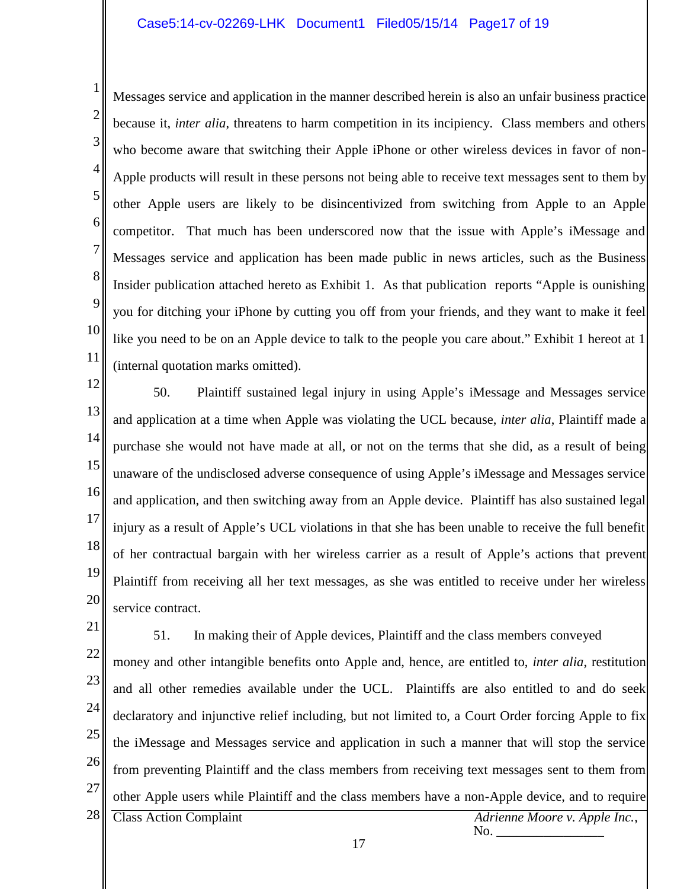Messages service and application in the manner described herein is also an unfair business practice because it, *inter alia*, threatens to harm competition in its incipiency. Class members and others who become aware that switching their Apple iPhone or other wireless devices in favor of non-Apple products will result in these persons not being able to receive text messages sent to them by other Apple users are likely to be disincentivized from switching from Apple to an Apple competitor. That much has been underscored now that the issue with Apple's iMessage and Messages service and application has been made public in news articles, such as the Business Insider publication attached hereto as Exhibit 1. As that publication reports "Apple is ounishing you for ditching your iPhone by cutting you off from your friends, and they want to make it feel like you need to be on an Apple device to talk to the people you care about." Exhibit 1 hereot at 1 (internal quotation marks omitted).

50. Plaintiff sustained legal injury in using Apple's iMessage and Messages service and application at a time when Apple was violating the UCL because, *inter alia*, Plaintiff made a purchase she would not have made at all, or not on the terms that she did, as a result of being unaware of the undisclosed adverse consequence of using Apple's iMessage and Messages service and application, and then switching away from an Apple device. Plaintiff has also sustained legal injury as a result of Apple's UCL violations in that she has been unable to receive the full benefit of her contractual bargain with her wireless carrier as a result of Apple's actions that prevent Plaintiff from receiving all her text messages, as she was entitled to receive under her wireless service contract.

51. In making their of Apple devices, Plaintiff and the class members conveyed money and other intangible benefits onto Apple and, hence, are entitled to, *inter alia*, restitution and all other remedies available under the UCL. Plaintiffs are also entitled to and do seek declaratory and injunctive relief including, but not limited to, a Court Order forcing Apple to fix the iMessage and Messages service and application in such a manner that will stop the service from preventing Plaintiff and the class members from receiving text messages sent to them from other Apple users while Plaintiff and the class members have a non-Apple device, and to require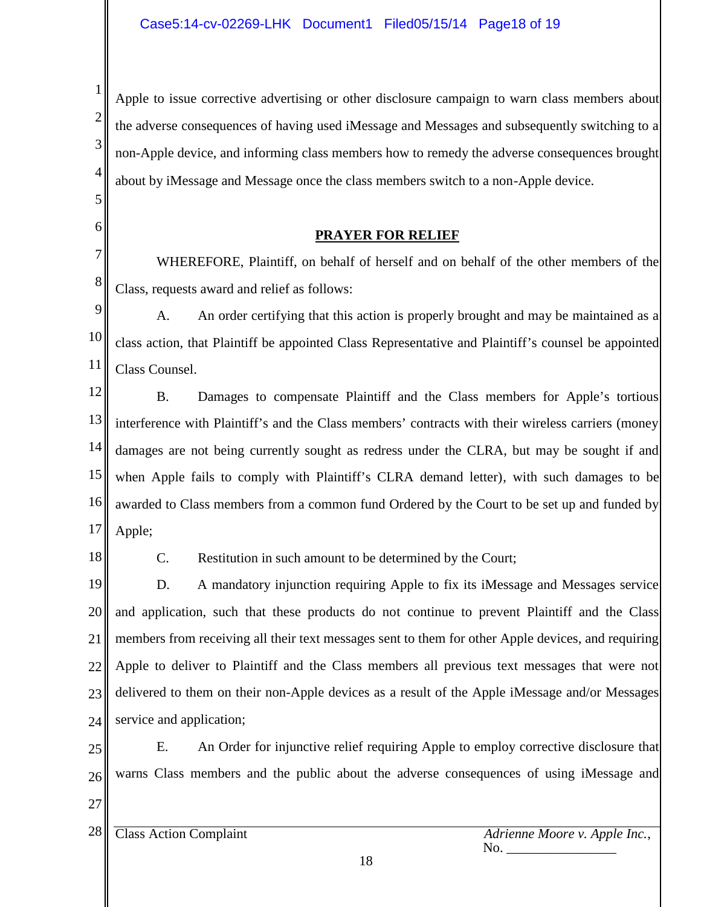Apple to issue corrective advertising or other disclosure campaign to warn class members about the adverse consequences of having used iMessage and Messages and subsequently switching to a non-Apple device, and informing class members how to remedy the adverse consequences brought about by iMessage and Message once the class members switch to a non-Apple device.

## PRAYER FOR RELIEF

WHEREFORE, Plaintiff, on behalf of herself and on behalf of the other members of the Class, requests award and relief as follows:

A. An order certifying that this action is properly brought and may be maintained as a class action, that Plaintiff be appointed Class Representative and Plaintiff's counsel be appointed Class Counsel.

B. Damages to compensate Plaintiff and the Class members for Apple's tortious interference with Plaintiff's and the Class members' contracts with their wireless carriers (money damages are not being currently sought as redress under the CLRA, but may be sought if and when Apple fails to comply with Plaintiff's CLRA demand letter), with such damages to be awarded to Class members from a common fund Ordered by the Court to be set up and funded by Apple;

C. Restitution in such amount to be determined by the Court;

D. A mandatory injunction requiring Apple to fix its iMessage and Messages service and application, such that these products do not continue to prevent Plaintiff and the Class members from receiving all their text messages sent to them for other Apple devices, and requiring Apple to deliver to Plaintiff and the Class members all previous text messages that were not delivered to them on their non-Apple devices as a result of the Apple iMessage and/or Messages service and application;

E. An Order for injunctive relief requiring Apple to employ corrective disclosure that warns Class members and the public about the adverse consequences of using iMessage and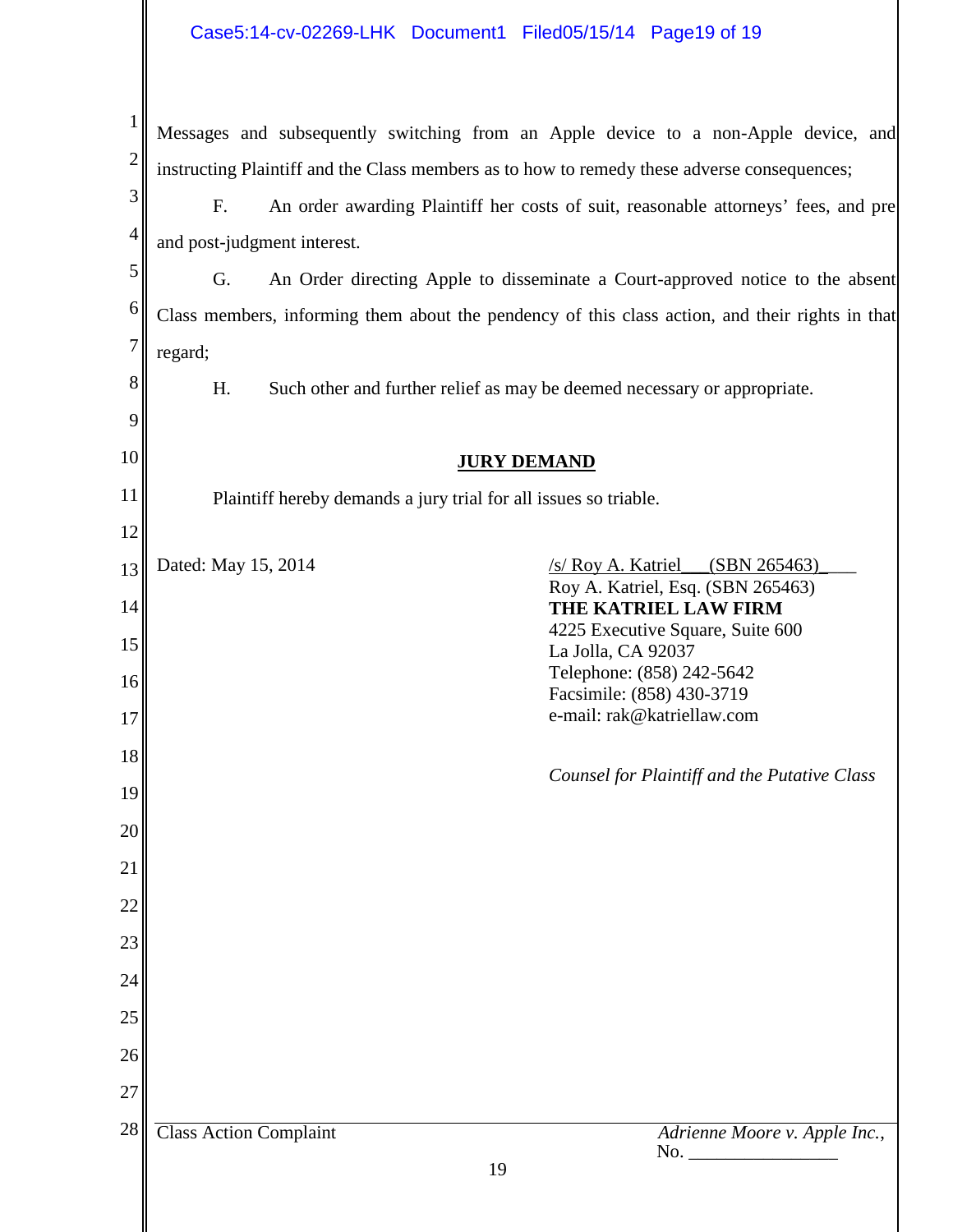Messages and subsequently switching from an Apple device to a non-Apple device, and instructing Plaintiff and the Class members as to how to remedy these adverse consequences;

F. An order awarding Plaintiff her costs of suit, reasonable attorneys' fees, and pre and post-judgment interest.

G. An Order directing Apple to disseminate a Court-approved notice to the absent Class members, informing them about the pendency of this class action, and their rights in that regard;

H. Such other and further relief as may be deemed necessary or appropriate.

**JURY DEMAND**

Plaintiff hereby demands a jury trial for all issues so triable.

Dated: May 15, 2014

/s/ Roy A. Katriel (SBN 265463)
Roy A. Katriel, Esq. (SBN 265463)
**THE KATRIEL LAW FIRM**
4225 Executive Square, Suite 600
La Jolla, CA 92037
Telephone: (858) 242-5642
Facsimile: (858) 430-3719
e-mail: rak@katriellaw.com

*Counsel for Plaintiff and the Putative Class*

Class Action Complaint — *Adrienne Moore v. Apple Inc.*, No. ________________